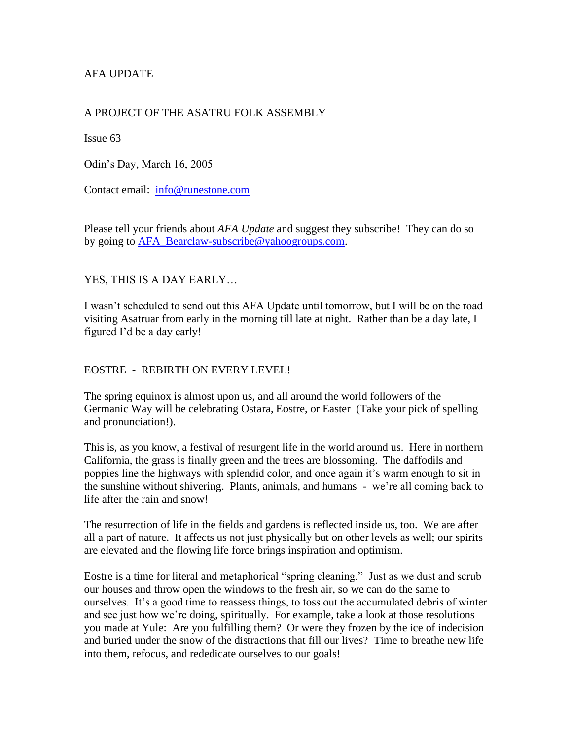AFA UPDATE

A PROJECT OF THE ASATRU FOLK ASSEMBLY

Issue 63

Odin's Day, March 16, 2005

Contact email: [info@runestone.com](mailto:info@runestone.com)

Please tell your friends about *AFA Update* and suggest they subscribe! They can do so by going to [AFA_Bearclaw-subscribe@yahoogroups.com](mailto:AFA_Bearclaw-subscribe@yahoogroups.com).

## YES, THIS IS A DAY EARLY…

I wasn't scheduled to send out this AFA Update until tomorrow, but I will be on the road visiting Asatruar from early in the morning till late at night. Rather than be a day late, I figured I'd be a day early!

## EOSTRE - REBIRTH ON EVERY LEVEL!

The spring equinox is almost upon us, and all around the world followers of the Germanic Way will be celebrating Ostara, Eostre, or Easter (Take your pick of spelling and pronunciation!).

This is, as you know, a festival of resurgent life in the world around us. Here in northern California, the grass is finally green and the trees are blossoming. The daffodils and poppies line the highways with splendid color, and once again it's warm enough to sit in the sunshine without shivering. Plants, animals, and humans - we're all coming back to life after the rain and snow!

The resurrection of life in the fields and gardens is reflected inside us, too. We are after all a part of nature. It affects us not just physically but on other levels as well; our spirits are elevated and the flowing life force brings inspiration and optimism.

Eostre is a time for literal and metaphorical "spring cleaning." Just as we dust and scrub our houses and throw open the windows to the fresh air, so we can do the same to ourselves. It's a good time to reassess things, to toss out the accumulated debris of winter and see just how we're doing, spiritually. For example, take a look at those resolutions you made at Yule: Are you fulfilling them? Or were they frozen by the ice of indecision and buried under the snow of the distractions that fill our lives? Time to breathe new life into them, refocus, and rededicate ourselves to our goals!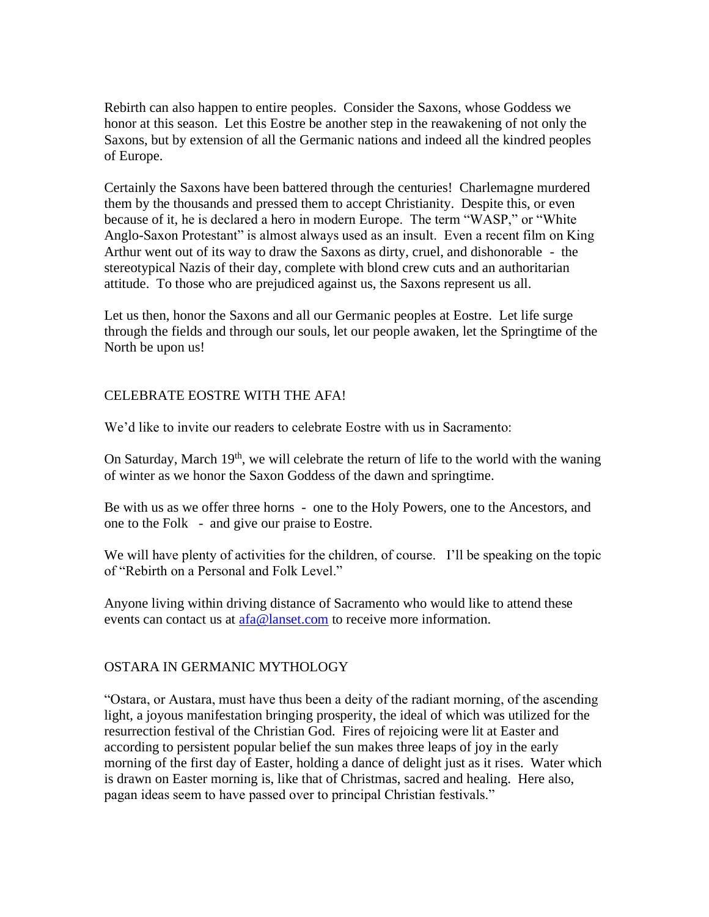Rebirth can also happen to entire peoples. Consider the Saxons, whose Goddess we honor at this season. Let this Eostre be another step in the reawakening of not only the Saxons, but by extension of all the Germanic nations and indeed all the kindred peoples of Europe.

Certainly the Saxons have been battered through the centuries! Charlemagne murdered them by the thousands and pressed them to accept Christianity. Despite this, or even because of it, he is declared a hero in modern Europe. The term "WASP," or "White Anglo-Saxon Protestant" is almost always used as an insult. Even a recent film on King Arthur went out of its way to draw the Saxons as dirty, cruel, and dishonorable - the stereotypical Nazis of their day, complete with blond crew cuts and an authoritarian attitude. To those who are prejudiced against us, the Saxons represent us all.

Let us then, honor the Saxons and all our Germanic peoples at Eostre. Let life surge through the fields and through our souls, let our people awaken, let the Springtime of the North be upon us!

## CELEBRATE EOSTRE WITH THE AFA!

We'd like to invite our readers to celebrate Eostre with us in Sacramento:

On Saturday, March 19th, we will celebrate the return of life to the world with the waning of winter as we honor the Saxon Goddess of the dawn and springtime.

Be with us as we offer three horns - one to the Holy Powers, one to the Ancestors, and one to the Folk - and give our praise to Eostre.

We will have plenty of activities for the children, of course. I'll be speaking on the topic of "Rebirth on a Personal and Folk Level."

Anyone living within driving distance of Sacramento who would like to attend these events can contact us at afa@lanset.com to receive more information.

## OSTARA IN GERMANIC MYTHOLOGY

"Ostara, or Austara, must have thus been a deity of the radiant morning, of the ascending light, a joyous manifestation bringing prosperity, the ideal of which was utilized for the resurrection festival of the Christian God. Fires of rejoicing were lit at Easter and according to persistent popular belief the sun makes three leaps of joy in the early morning of the first day of Easter, holding a dance of delight just as it rises. Water which is drawn on Easter morning is, like that of Christmas, sacred and healing. Here also, pagan ideas seem to have passed over to principal Christian festivals."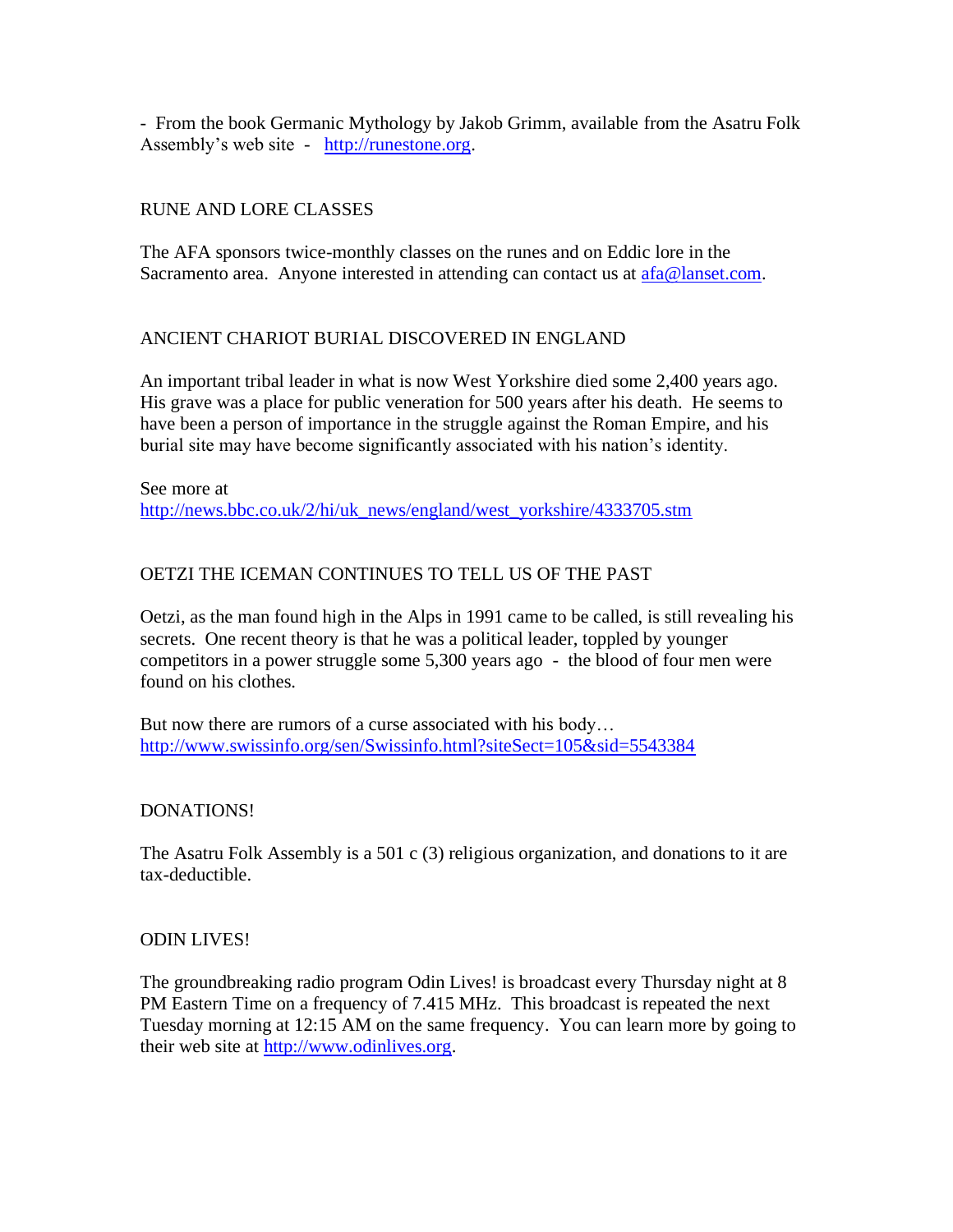- From the book Germanic Mythology by Jakob Grimm, available from the Asatru Folk Assembly's web site - [http://runestone.org](http://runestone.org).

## RUNE AND LORE CLASSES

The AFA sponsors twice-monthly classes on the runes and on Eddic lore in the Sacramento area. Anyone interested in attending can contact us at [afa@lanset.com](mailto:afa@lanset.com).

## ANCIENT CHARIOT BURIAL DISCOVERED IN ENGLAND

An important tribal leader in what is now West Yorkshire died some 2,400 years ago. His grave was a place for public veneration for 500 years after his death. He seems to have been a person of importance in the struggle against the Roman Empire, and his burial site may have become significantly associated with his nation's identity.

See more at
[http://news.bbc.co.uk/2/hi/uk_news/england/west_yorkshire/4333705.stm](http://news.bbc.co.uk/2/hi/uk_news/england/west_yorkshire/4333705.stm)

## OETZI THE ICEMAN CONTINUES TO TELL US OF THE PAST

Oetzi, as the man found high in the Alps in 1991 came to be called, is still revealing his secrets. One recent theory is that he was a political leader, toppled by younger competitors in a power struggle some 5,300 years ago - the blood of four men were found on his clothes.

But now there are rumors of a curse associated with his body…
[http://www.swissinfo.org/sen/Swissinfo.html?siteSect=105&sid=5543384](http://www.swissinfo.org/sen/Swissinfo.html?siteSect=105&sid=5543384)

## DONATIONS!

The Asatru Folk Assembly is a 501 c (3) religious organization, and donations to it are tax-deductible.

## ODIN LIVES!

The groundbreaking radio program Odin Lives! is broadcast every Thursday night at 8 PM Eastern Time on a frequency of 7.415 MHz. This broadcast is repeated the next Tuesday morning at 12:15 AM on the same frequency. You can learn more by going to their web site at [http://www.odinlives.org](http://www.odinlives.org).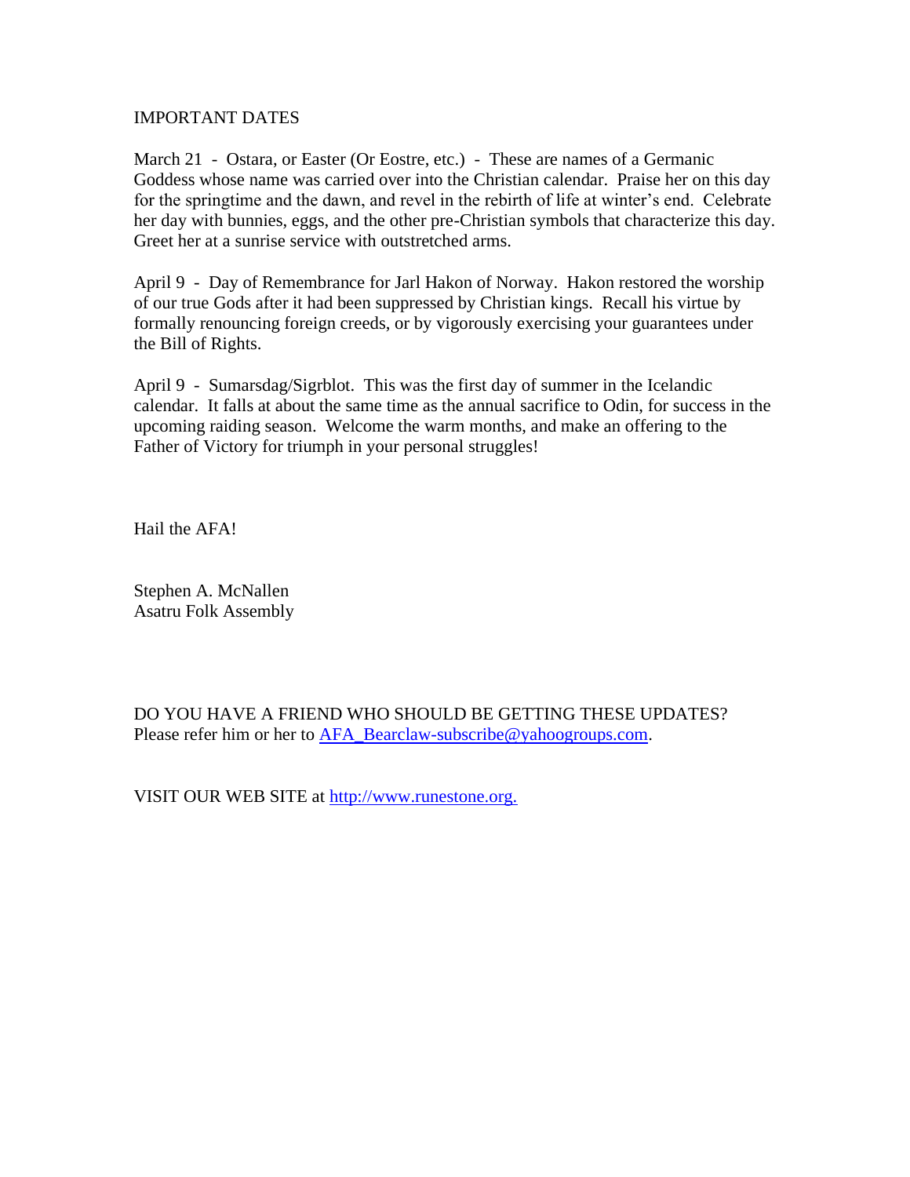IMPORTANT DATES

March 21 - Ostara, or Easter (Or Eostre, etc.) - These are names of a Germanic Goddess whose name was carried over into the Christian calendar. Praise her on this day for the springtime and the dawn, and revel in the rebirth of life at winter's end. Celebrate her day with bunnies, eggs, and the other pre-Christian symbols that characterize this day. Greet her at a sunrise service with outstretched arms.

April 9 - Day of Remembrance for Jarl Hakon of Norway. Hakon restored the worship of our true Gods after it had been suppressed by Christian kings. Recall his virtue by formally renouncing foreign creeds, or by vigorously exercising your guarantees under the Bill of Rights.

April 9 - Sumarsdag/Sigrblot. This was the first day of summer in the Icelandic calendar. It falls at about the same time as the annual sacrifice to Odin, for success in the upcoming raiding season. Welcome the warm months, and make an offering to the Father of Victory for triumph in your personal struggles!

Hail the AFA!

Stephen A. McNallen
Asatru Folk Assembly

DO YOU HAVE A FRIEND WHO SHOULD BE GETTING THESE UPDATES? Please refer him or her to AFA_Bearclaw-subscribe@yahoogroups.com.

VISIT OUR WEB SITE at http://www.runestone.org.